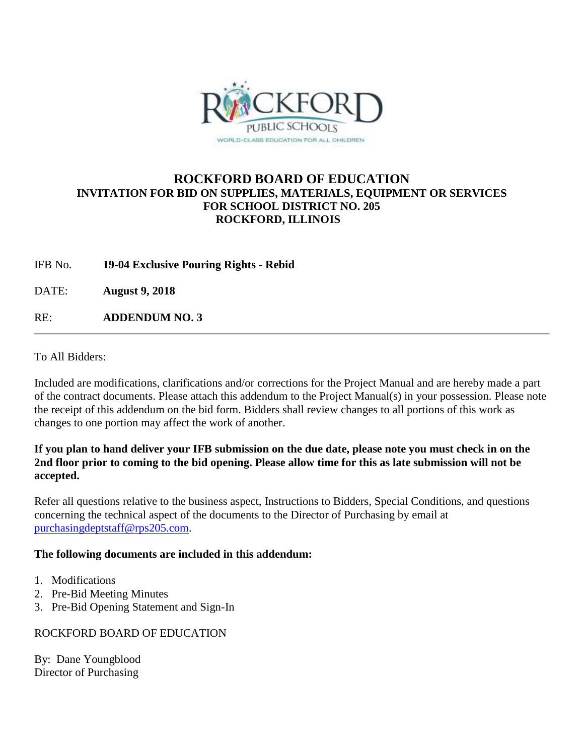# ROCKFORD BOARD OF EDUCATION

**INVITATION FOR BID ON SUPPLIES, MATERIALS, EQUIPMENT OR SERVICES**
**FOR SCHOOL DISTRICT NO. 205**
**ROCKFORD, ILLINOIS**

IFB No. **19-04 Exclusive Pouring Rights - Rebid**

DATE: **August 9, 2018**

RE: **ADDENDUM NO. 3**

---

To All Bidders:

Included are modifications, clarifications and/or corrections for the Project Manual and are hereby made a part of the contract documents. Please attach this addendum to the Project Manual(s) in your possession. Please note the receipt of this addendum on the bid form. Bidders shall review changes to all portions of this work as changes to one portion may affect the work of another.

**If you plan to hand deliver your IFB submission on the due date, please note you must check in on the 2nd floor prior to coming to the bid opening. Please allow time for this as late submission will not be accepted.**

Refer all questions relative to the business aspect, Instructions to Bidders, Special Conditions, and questions concerning the technical aspect of the documents to the Director of Purchasing by email at purchasingdeptstaff@rps205.com.

**The following documents are included in this addendum:**

1. Modifications
2. Pre-Bid Meeting Minutes
3. Pre-Bid Opening Statement and Sign-In

ROCKFORD BOARD OF EDUCATION

By: Dane Youngblood
Director of Purchasing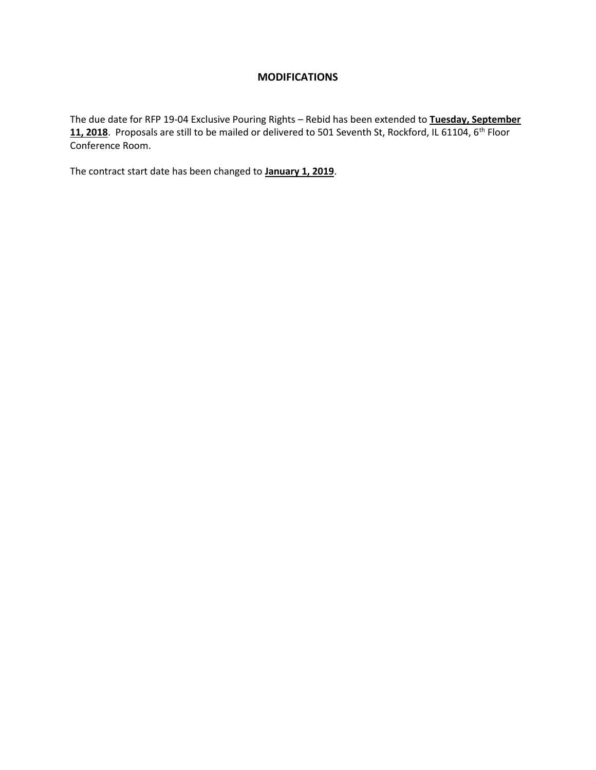## MODIFICATIONS

The due date for RFP 19-04 Exclusive Pouring Rights – Rebid has been extended to **Tuesday, September 11, 2018**. Proposals are still to be mailed or delivered to 501 Seventh St, Rockford, IL 61104, 6th Floor Conference Room.

The contract start date has been changed to **January 1, 2019**.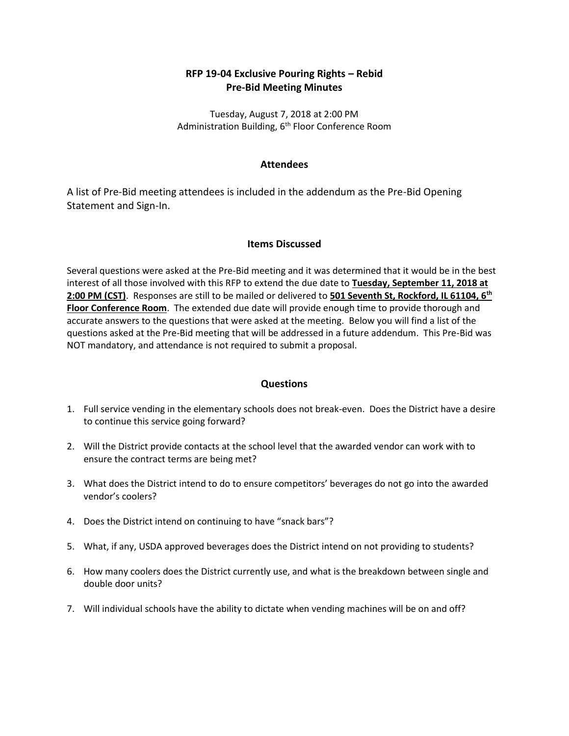# RFP 19-04 Exclusive Pouring Rights – Rebid
# Pre-Bid Meeting Minutes

Tuesday, August 7, 2018 at 2:00 PM
Administration Building, 6th Floor Conference Room

## Attendees

A list of Pre-Bid meeting attendees is included in the addendum as the Pre-Bid Opening Statement and Sign-In.

## Items Discussed

Several questions were asked at the Pre-Bid meeting and it was determined that it would be in the best interest of all those involved with this RFP to extend the due date to **Tuesday, September 11, 2018 at 2:00 PM (CST)**. Responses are still to be mailed or delivered to **501 Seventh St, Rockford, IL 61104, 6th Floor Conference Room**. The extended due date will provide enough time to provide thorough and accurate answers to the questions that were asked at the meeting. Below you will find a list of the questions asked at the Pre-Bid meeting that will be addressed in a future addendum. This Pre-Bid was NOT mandatory, and attendance is not required to submit a proposal.

## Questions

1. Full service vending in the elementary schools does not break-even. Does the District have a desire to continue this service going forward?
2. Will the District provide contacts at the school level that the awarded vendor can work with to ensure the contract terms are being met?
3. What does the District intend to do to ensure competitors' beverages do not go into the awarded vendor's coolers?
4. Does the District intend on continuing to have "snack bars"?
5. What, if any, USDA approved beverages does the District intend on not providing to students?
6. How many coolers does the District currently use, and what is the breakdown between single and double door units?
7. Will individual schools have the ability to dictate when vending machines will be on and off?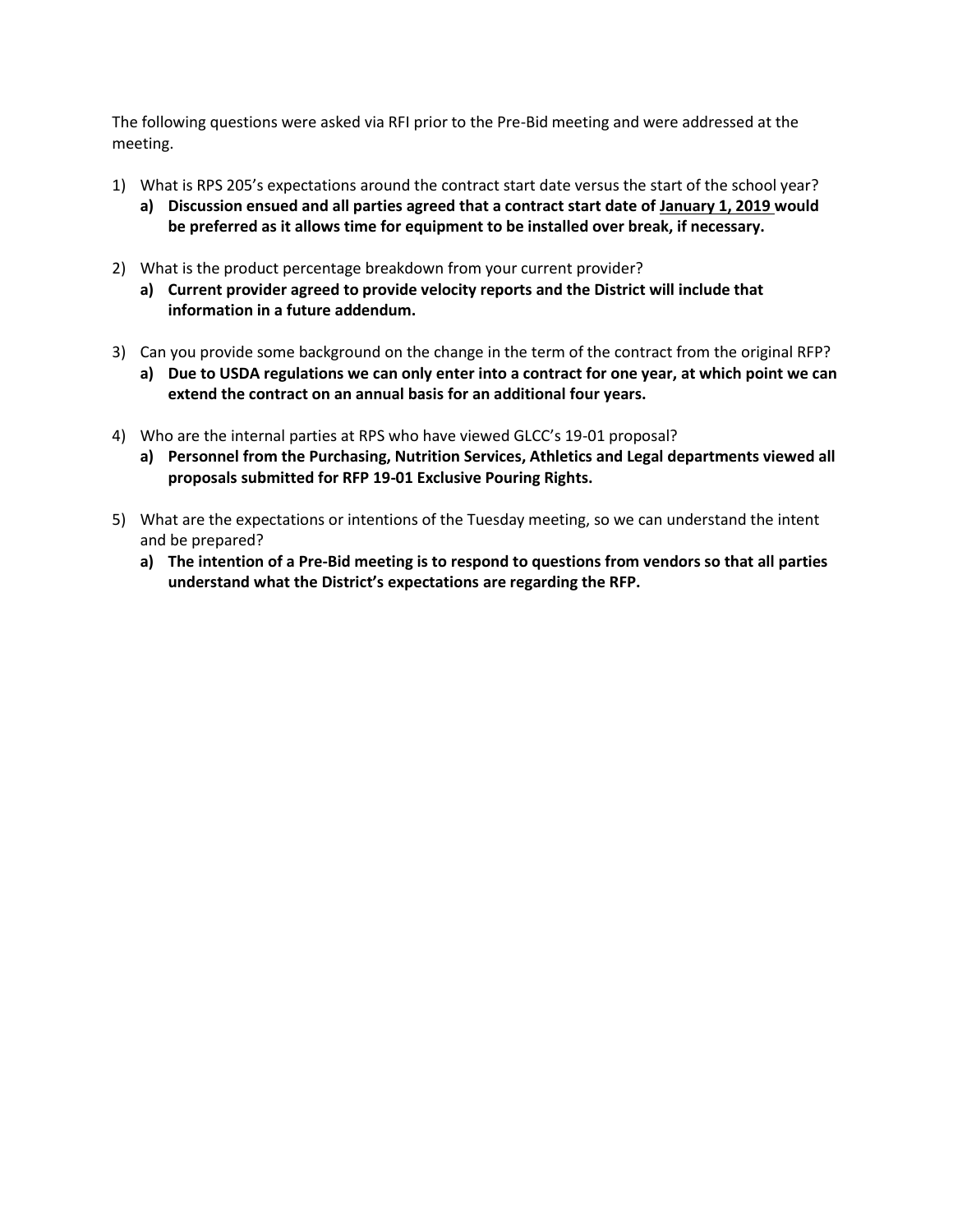The following questions were asked via RFI prior to the Pre-Bid meeting and were addressed at the meeting.

1) What is RPS 205's expectations around the contract start date versus the start of the school year?
   a) **Discussion ensued and all parties agreed that a contract start date of <u>January 1, 2019</u> would be preferred as it allows time for equipment to be installed over break, if necessary.**

2) What is the product percentage breakdown from your current provider?
   a) **Current provider agreed to provide velocity reports and the District will include that information in a future addendum.**

3) Can you provide some background on the change in the term of the contract from the original RFP?
   a) **Due to USDA regulations we can only enter into a contract for one year, at which point we can extend the contract on an annual basis for an additional four years.**

4) Who are the internal parties at RPS who have viewed GLCC's 19-01 proposal?
   a) **Personnel from the Purchasing, Nutrition Services, Athletics and Legal departments viewed all proposals submitted for RFP 19-01 Exclusive Pouring Rights.**

5) What are the expectations or intentions of the Tuesday meeting, so we can understand the intent and be prepared?
   a) **The intention of a Pre-Bid meeting is to respond to questions from vendors so that all parties understand what the District's expectations are regarding the RFP.**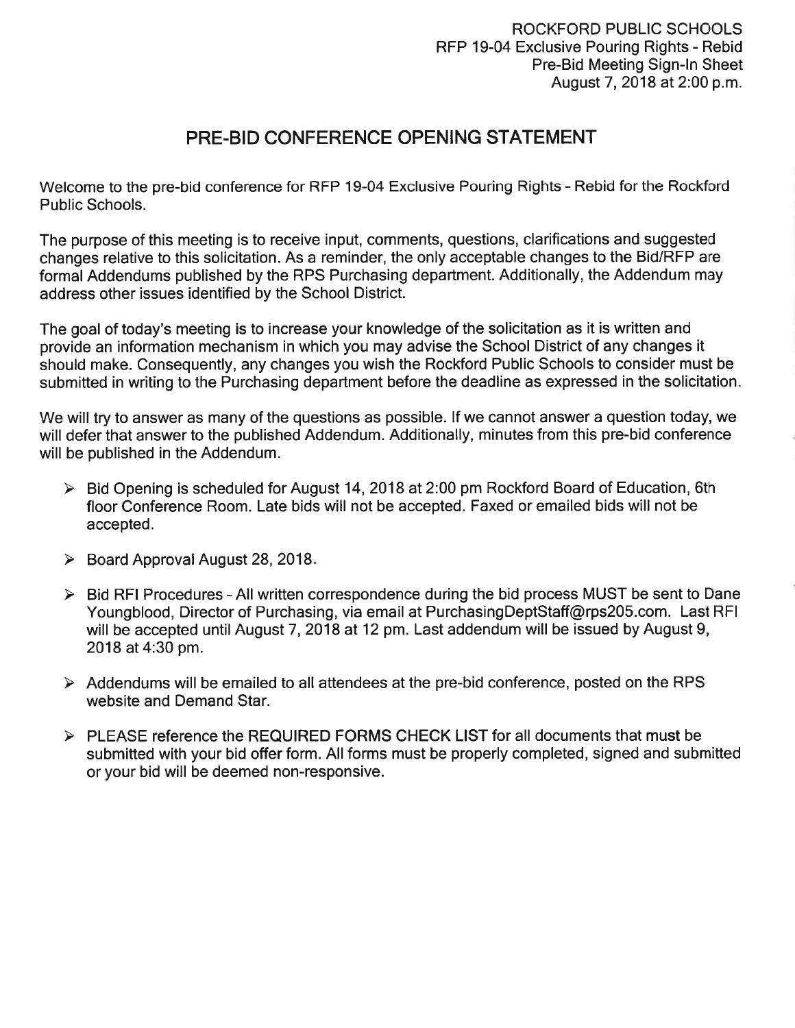ROCKFORD PUBLIC SCHOOLS
RFP 19-04 Exclusive Pouring Rights - Rebid
Pre-Bid Meeting Sign-In Sheet
August 7, 2018 at 2:00 p.m.

# PRE-BID CONFERENCE OPENING STATEMENT

Welcome to the pre-bid conference for RFP 19-04 Exclusive Pouring Rights - Rebid for the Rockford Public Schools.

The purpose of this meeting is to receive input, comments, questions, clarifications and suggested changes relative to this solicitation. As a reminder, the only acceptable changes to the Bid/RFP are formal Addendums published by the RPS Purchasing department. Additionally, the Addendum may address other issues identified by the School District.

The goal of today's meeting is to increase your knowledge of the solicitation as it is written and provide an information mechanism in which you may advise the School District of any changes it should make. Consequently, any changes you wish the Rockford Public Schools to consider must be submitted in writing to the Purchasing department before the deadline as expressed in the solicitation.

We will try to answer as many of the questions as possible. If we cannot answer a question today, we will defer that answer to the published Addendum. Additionally, minutes from this pre-bid conference will be published in the Addendum.

- Bid Opening is scheduled for August 14, 2018 at 2:00 pm Rockford Board of Education, 6th floor Conference Room. Late bids will not be accepted. Faxed or emailed bids will not be accepted.
- Board Approval August 28, 2018.
- Bid RFI Procedures - All written correspondence during the bid process MUST be sent to Dane Youngblood, Director of Purchasing, via email at PurchasingDeptStaff@rps205.com. Last RFI will be accepted until August 7, 2018 at 12 pm. Last addendum will be issued by August 9, 2018 at 4:30 pm.
- Addendums will be emailed to all attendees at the pre-bid conference, posted on the RPS website and Demand Star.
- PLEASE reference the REQUIRED FORMS CHECK LIST for all documents that must be submitted with your bid offer form. All forms must be properly completed, signed and submitted or your bid will be deemed non-responsive.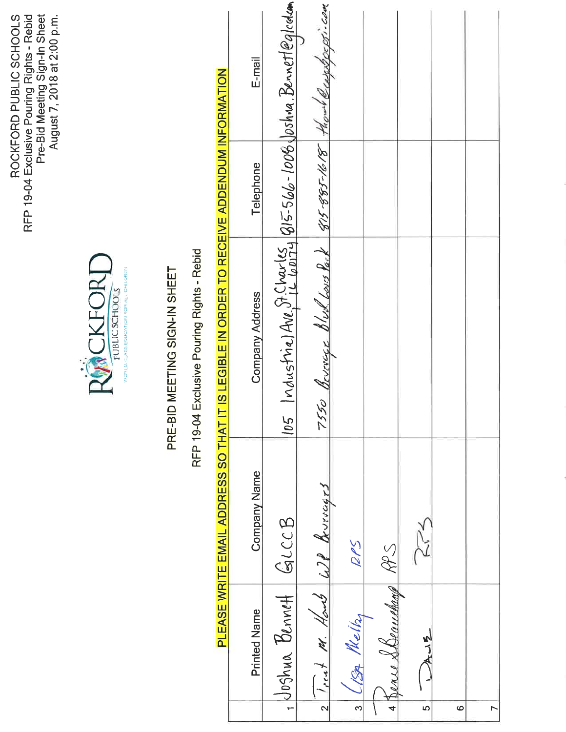ROCKFORD PUBLIC SCHOOLS
RFP 19-04 Exclusive Pouring Rights - Rebid
Pre-Bid Meeting Sign-In Sheet
August 7, 2018 at 2:00 p.m.

ROCKFORD PUBLIC SCHOOLS

WORLD CLASS EDUCATION FOR ALL CHILDREN

# PRE-BID MEETING SIGN-IN SHEET

## RFP 19-04 Exclusive Pouring Rights - Rebid

**PLEASE WRITE EMAIL ADDRESS SO THAT IT IS LEGIBLE IN ORDER TO RECEIVE ADDENDUM INFORMATION**

| | Printed Name | Company Name | Company Address | Telephone | E-mail |
|---|---|---|---|---|---|
| 1 | Joshua Bennett | GLCCB | 105 Industrial Ave, St. Charles, IL 60174 | 815-566-1008 | Joshua.Bennett@glccb.com |
| 2 | Trent M. Hamb | WP Beverages | 7550 Beverage Blvd, Loves Park | 815-885-1618 | thamb@wpbeverages.com |
| 3 | Lisa Kelly | RPS | | | |
| 4 | Renee Beauchamp | RPS | | | |
| 5 | Dave B | RPS | | | |
| 6 | | | | | |
| 7 | | | | | |